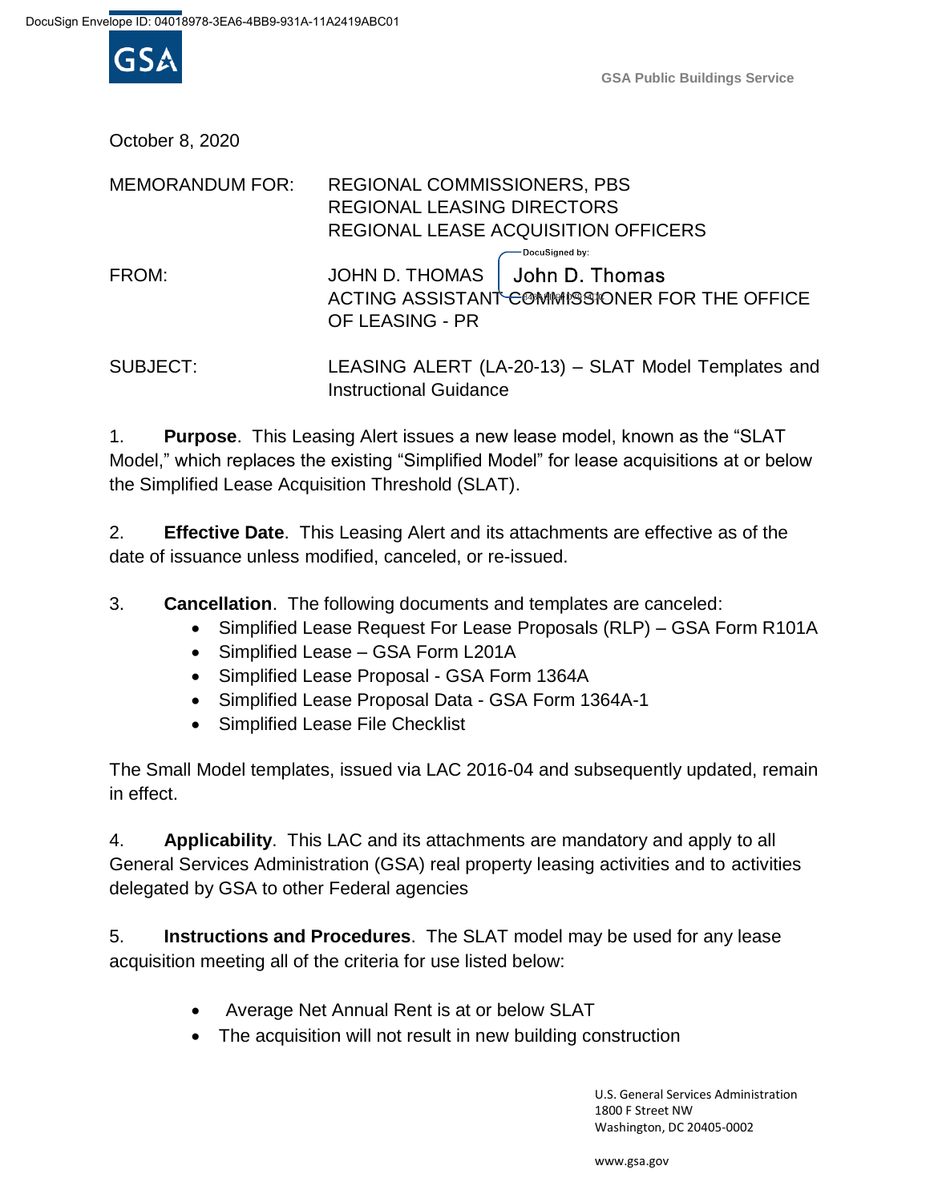DocuSign Envelope ID: 04018978-3EA6-4BB9-931A-11A2419ABC01

GSA Public Buildings Service

October 8, 2020

MEMORANDUM FOR: REGIONAL COMMISSIONERS, PBS
REGIONAL LEASING DIRECTORS
REGIONAL LEASE ACQUISITION OFFICERS

FROM: JOHN D. THOMAS
ACTING ASSISTANT COMMISSIONER FOR THE OFFICE OF LEASING - PR

SUBJECT: LEASING ALERT (LA-20-13) – SLAT Model Templates and Instructional Guidance

1. **Purpose**. This Leasing Alert issues a new lease model, known as the "SLAT Model," which replaces the existing "Simplified Model" for lease acquisitions at or below the Simplified Lease Acquisition Threshold (SLAT).

2. **Effective Date**. This Leasing Alert and its attachments are effective as of the date of issuance unless modified, canceled, or re-issued.

3. **Cancellation**. The following documents and templates are canceled:
   - Simplified Lease Request For Lease Proposals (RLP) – GSA Form R101A
   - Simplified Lease – GSA Form L201A
   - Simplified Lease Proposal - GSA Form 1364A
   - Simplified Lease Proposal Data - GSA Form 1364A-1
   - Simplified Lease File Checklist

The Small Model templates, issued via LAC 2016-04 and subsequently updated, remain in effect.

4. **Applicability**. This LAC and its attachments are mandatory and apply to all General Services Administration (GSA) real property leasing activities and to activities delegated by GSA to other Federal agencies

5. **Instructions and Procedures**. The SLAT model may be used for any lease acquisition meeting all of the criteria for use listed below:

   - Average Net Annual Rent is at or below SLAT
   - The acquisition will not result in new building construction

U.S. General Services Administration
1800 F Street NW
Washington, DC 20405-0002

www.gsa.gov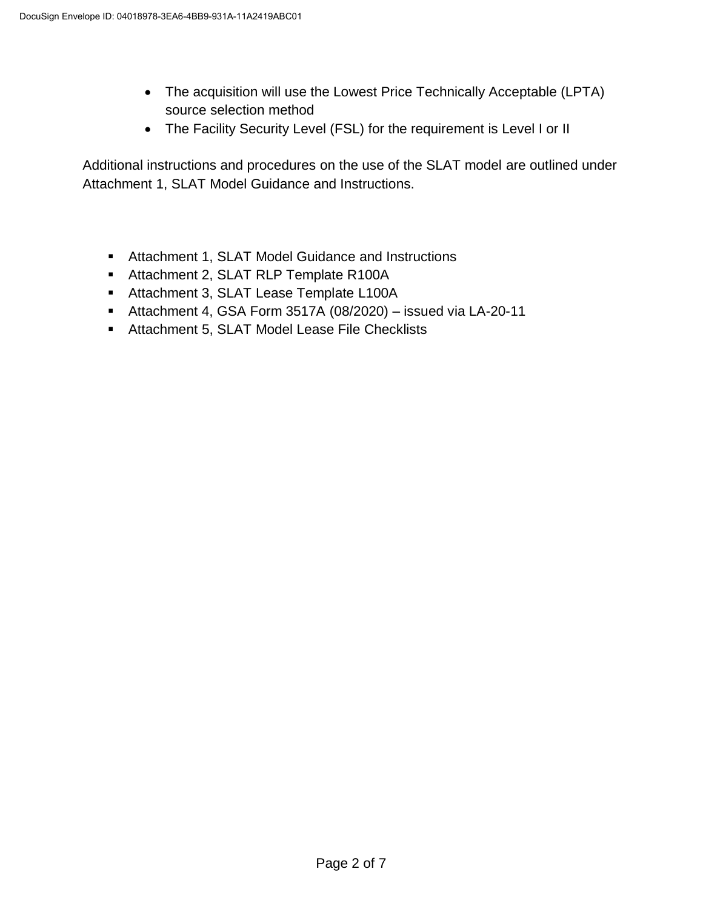- The acquisition will use the Lowest Price Technically Acceptable (LPTA) source selection method
- The Facility Security Level (FSL) for the requirement is Level I or II

Additional instructions and procedures on the use of the SLAT model are outlined under Attachment 1, SLAT Model Guidance and Instructions.

- Attachment 1, SLAT Model Guidance and Instructions
- Attachment 2, SLAT RLP Template R100A
- Attachment 3, SLAT Lease Template L100A
- Attachment 4, GSA Form 3517A (08/2020) – issued via LA-20-11
- Attachment 5, SLAT Model Lease File Checklists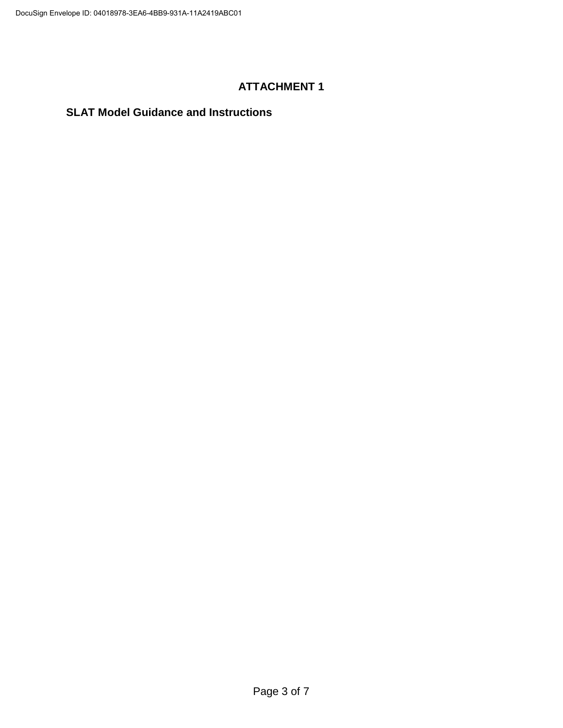DocuSign Envelope ID: 04018978-3EA6-4BB9-931A-11A2419ABC01

# ATTACHMENT 1

## SLAT Model Guidance and Instructions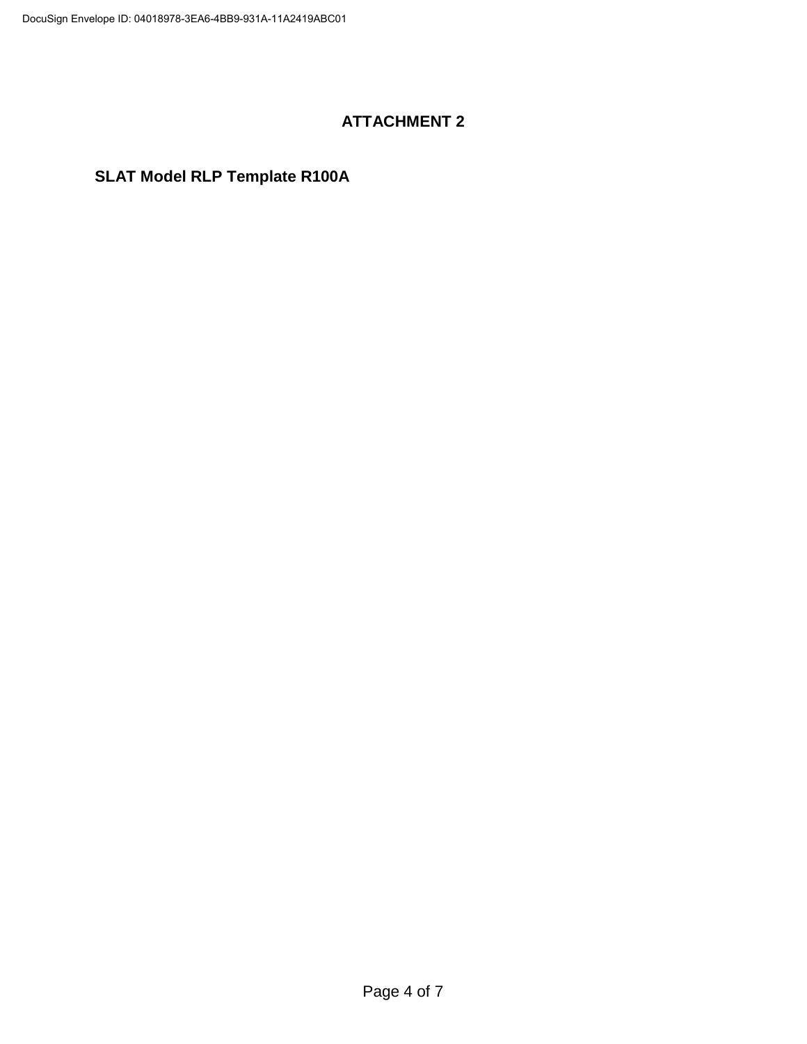# ATTACHMENT 2

## SLAT Model RLP Template R100A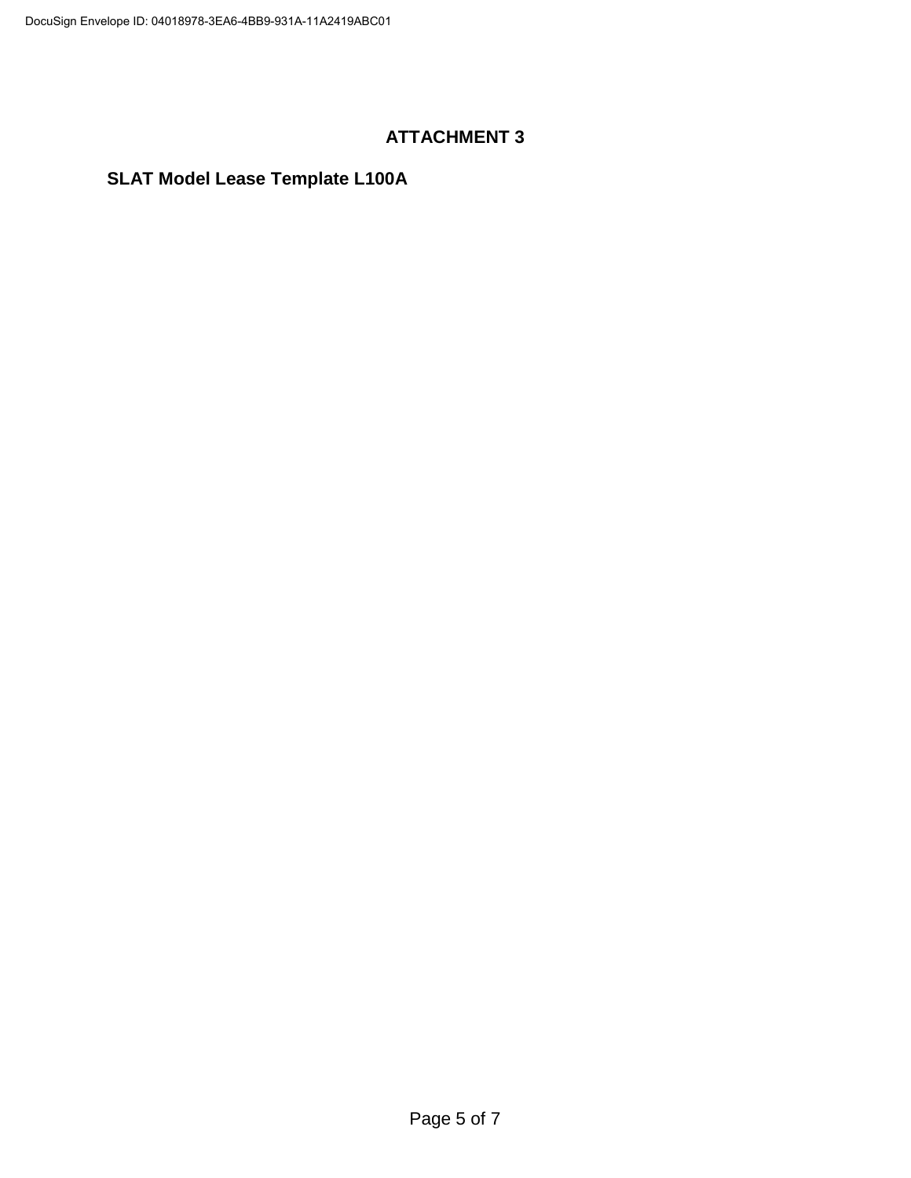# ATTACHMENT 3

## SLAT Model Lease Template L100A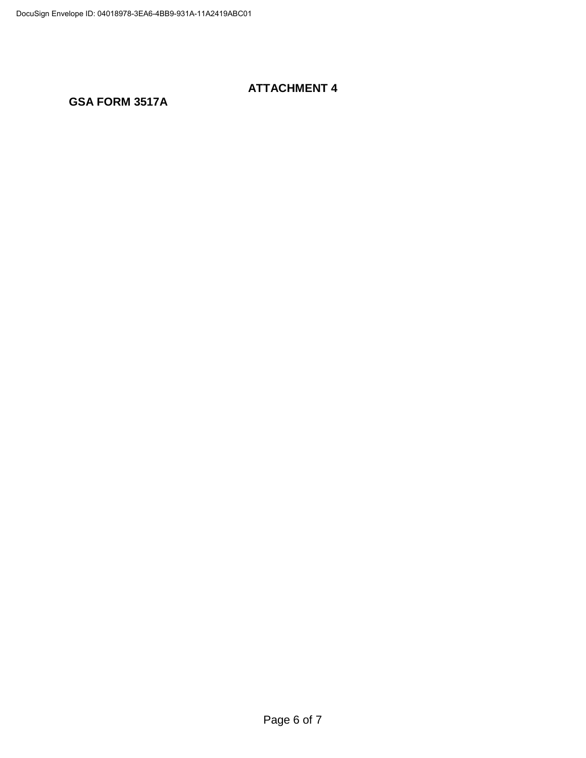# ATTACHMENT 4

## GSA FORM 3517A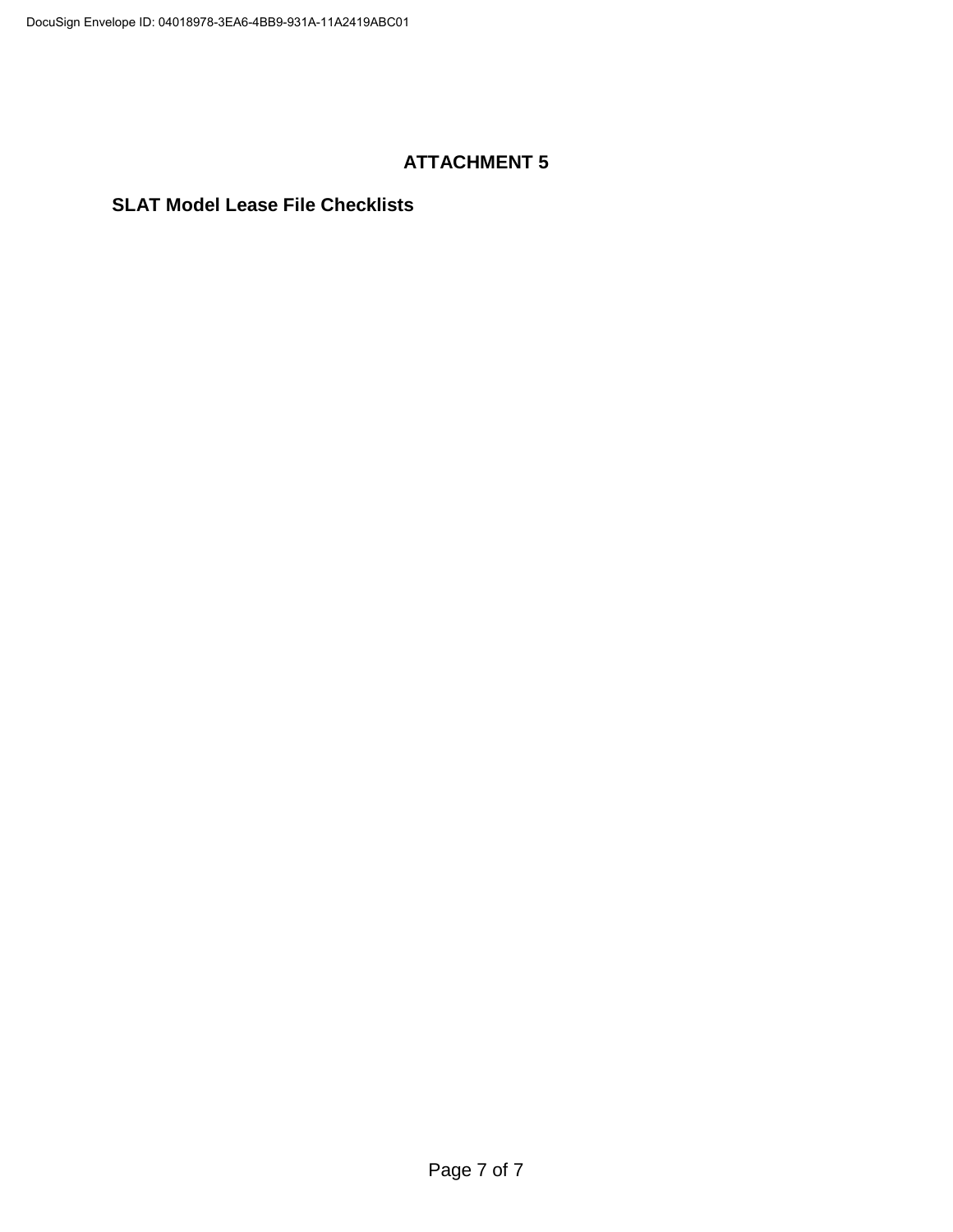# ATTACHMENT 5

## SLAT Model Lease File Checklists